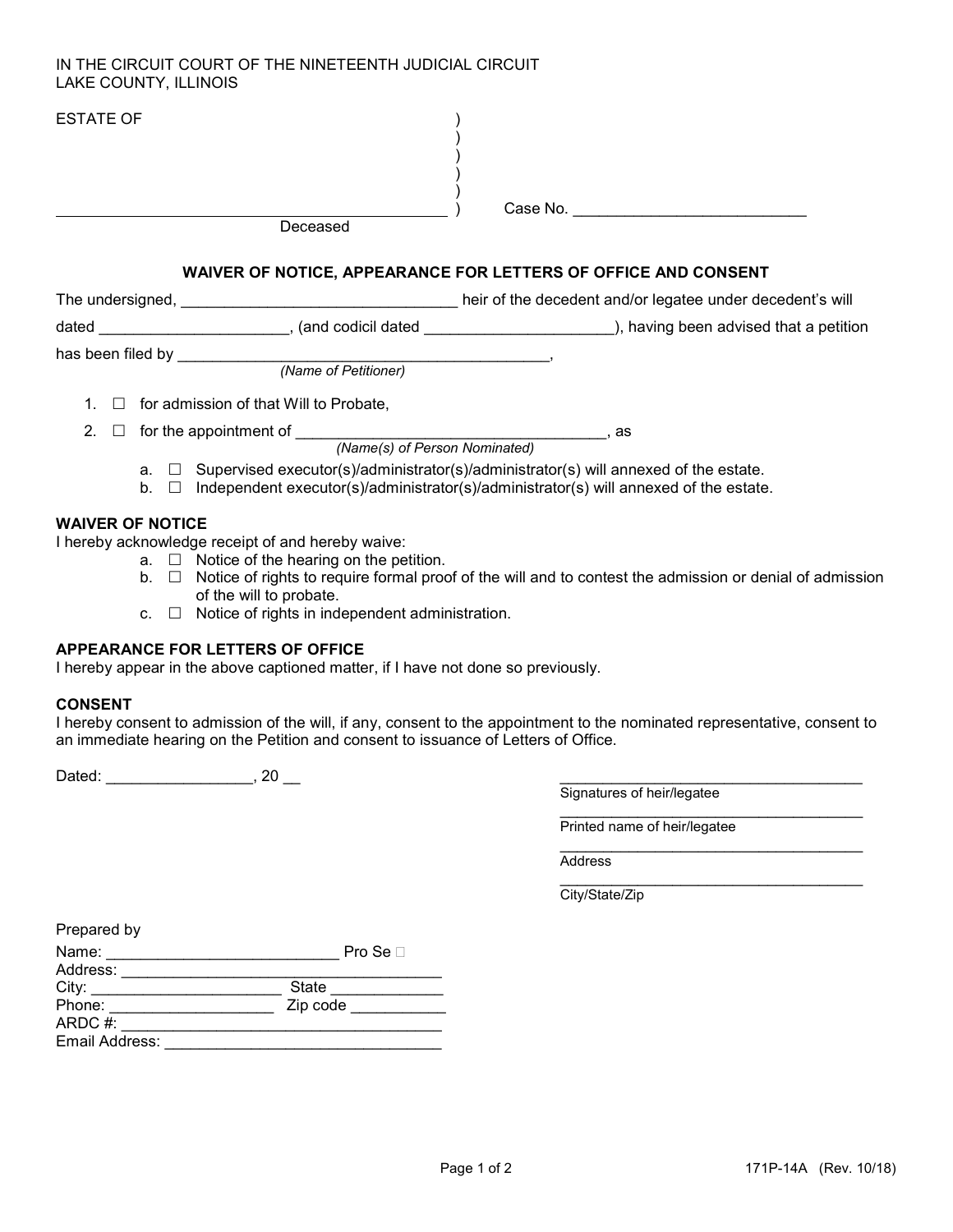IN THE CIRCUIT COURT OF THE NINETEENTH JUDICIAL CIRCUIT
LAKE COUNTY, ILLINOIS

ESTATE OF )
)
)
)
)
______________________________________________ ) Case No. ___________________________
Deceased

**WAIVER OF NOTICE, APPEARANCE FOR LETTERS OF OFFICE AND CONSENT**

The undersigned, ________________________________ heir of the decedent and/or legatee under decedent's will dated ______________________, (and codicil dated ______________________), having been advised that a petition has been filed by ____________________________________________,
*(Name of Petitioner)*

1. ☐ for admission of that Will to Probate,
2. ☐ for the appointment of ____________________________________, as
   *(Name(s) of Person Nominated)*
   a. ☐ Supervised executor(s)/administrator(s)/administrator(s) will annexed of the estate.
   b. ☐ Independent executor(s)/administrator(s)/administrator(s) will annexed of the estate.

**WAIVER OF NOTICE**

I hereby acknowledge receipt of and hereby waive:

a. ☐ Notice of the hearing on the petition.
b. ☐ Notice of rights to require formal proof of the will and to contest the admission or denial of admission of the will to probate.
c. ☐ Notice of rights in independent administration.

**APPEARANCE FOR LETTERS OF OFFICE**

I hereby appear in the above captioned matter, if I have not done so previously.

**CONSENT**

I hereby consent to admission of the will, if any, consent to the appointment to the nominated representative, consent to an immediate hearing on the Petition and consent to issuance of Letters of Office.

Dated: _________________, 20 __

_____________________________________
Signatures of heir/legatee

_____________________________________
Printed name of heir/legatee

_____________________________________
Address

_____________________________________
City/State/Zip

Prepared by
Name: __________________________ Pro Se ☐
Address: _____________________________________
City: _____________________ State _____________
Phone: ___________________ Zip code ___________
ARDC #: _____________________________________
Email Address: ________________________________

171P-14A (Rev. 10/18)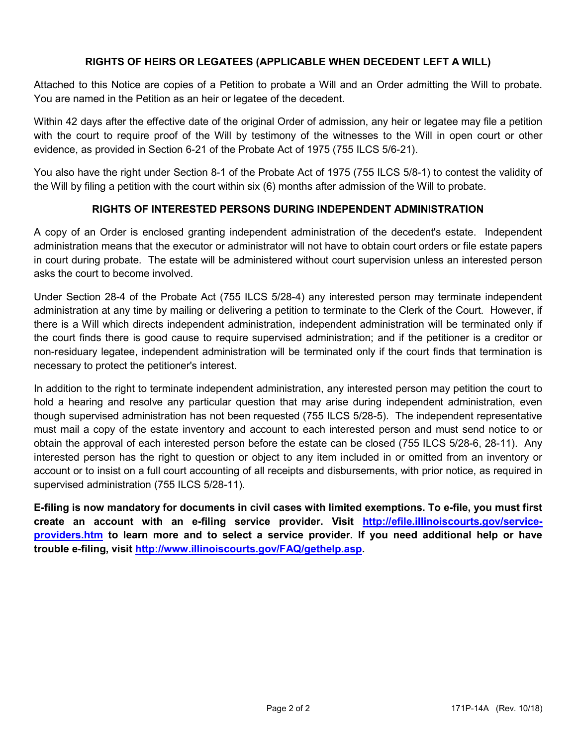## RIGHTS OF HEIRS OR LEGATEES (APPLICABLE WHEN DECEDENT LEFT A WILL)

Attached to this Notice are copies of a Petition to probate a Will and an Order admitting the Will to probate. You are named in the Petition as an heir or legatee of the decedent.

Within 42 days after the effective date of the original Order of admission, any heir or legatee may file a petition with the court to require proof of the Will by testimony of the witnesses to the Will in open court or other evidence, as provided in Section 6-21 of the Probate Act of 1975 (755 ILCS 5/6-21).

You also have the right under Section 8-1 of the Probate Act of 1975 (755 ILCS 5/8-1) to contest the validity of the Will by filing a petition with the court within six (6) months after admission of the Will to probate.

## RIGHTS OF INTERESTED PERSONS DURING INDEPENDENT ADMINISTRATION

A copy of an Order is enclosed granting independent administration of the decedent's estate. Independent administration means that the executor or administrator will not have to obtain court orders or file estate papers in court during probate. The estate will be administered without court supervision unless an interested person asks the court to become involved.

Under Section 28-4 of the Probate Act (755 ILCS 5/28-4) any interested person may terminate independent administration at any time by mailing or delivering a petition to terminate to the Clerk of the Court. However, if there is a Will which directs independent administration, independent administration will be terminated only if the court finds there is good cause to require supervised administration; and if the petitioner is a creditor or non-residuary legatee, independent administration will be terminated only if the court finds that termination is necessary to protect the petitioner's interest.

In addition to the right to terminate independent administration, any interested person may petition the court to hold a hearing and resolve any particular question that may arise during independent administration, even though supervised administration has not been requested (755 ILCS 5/28-5). The independent representative must mail a copy of the estate inventory and account to each interested person and must send notice to or obtain the approval of each interested person before the estate can be closed (755 ILCS 5/28-6, 28-11). Any interested person has the right to question or object to any item included in or omitted from an inventory or account or to insist on a full court accounting of all receipts and disbursements, with prior notice, as required in supervised administration (755 ILCS 5/28-11).

**E-filing is now mandatory for documents in civil cases with limited exemptions. To e-file, you must first create an account with an e-filing service provider. Visit [http://efile.illinoiscourts.gov/service-providers.htm](http://efile.illinoiscourts.gov/service-providers.htm) to learn more and to select a service provider. If you need additional help or have trouble e-filing, visit [http://www.illinoiscourts.gov/FAQ/gethelp.asp](http://www.illinoiscourts.gov/FAQ/gethelp.asp).**

171P-14A (Rev. 10/18)